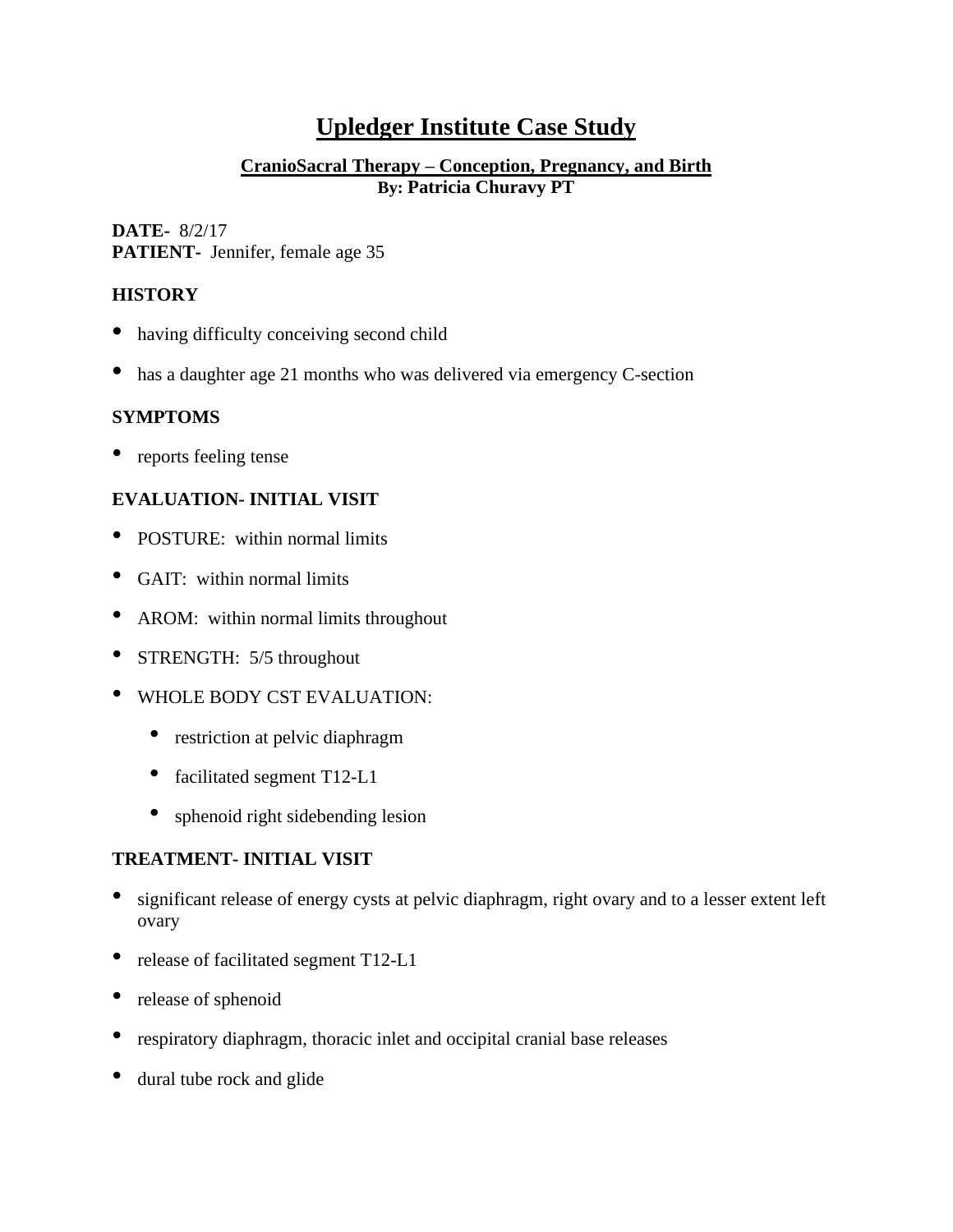# Upledger Institute Case Study

## CranioSacral Therapy – Conception, Pregnancy, and Birth

**By: Patricia Churavy PT**

**DATE-** 8/2/17
**PATIENT-** Jennifer, female age 35

### HISTORY

- having difficulty conceiving second child
- has a daughter age 21 months who was delivered via emergency C-section

### SYMPTOMS

- reports feeling tense

### EVALUATION- INITIAL VISIT

- POSTURE: within normal limits
- GAIT: within normal limits
- AROM: within normal limits throughout
- STRENGTH: 5/5 throughout
- WHOLE BODY CST EVALUATION:
    - restriction at pelvic diaphragm
    - facilitated segment T12-L1
    - sphenoid right sidebending lesion

### TREATMENT- INITIAL VISIT

- significant release of energy cysts at pelvic diaphragm, right ovary and to a lesser extent left ovary
- release of facilitated segment T12-L1
- release of sphenoid
- respiratory diaphragm, thoracic inlet and occipital cranial base releases
- dural tube rock and glide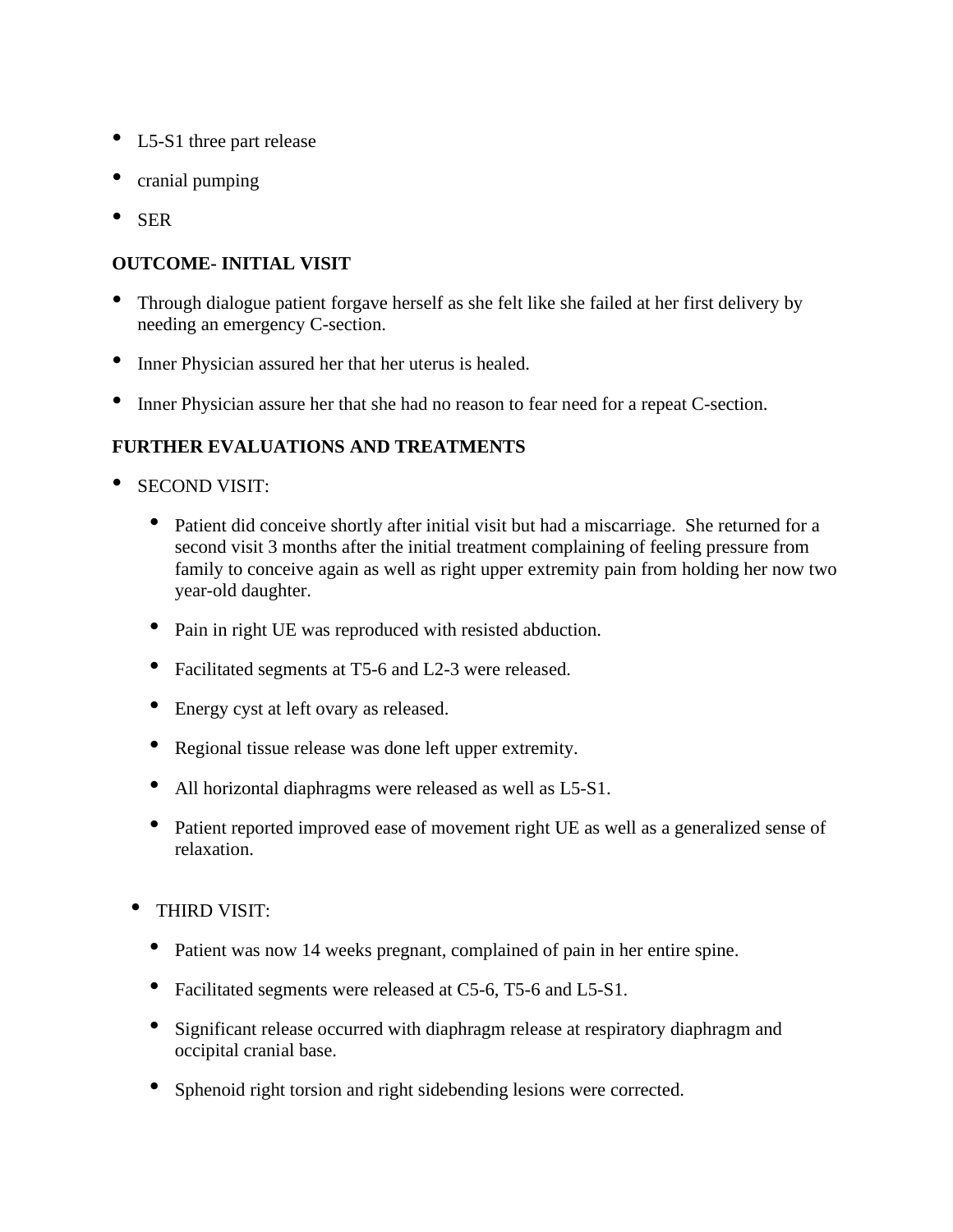- L5-S1 three part release
- cranial pumping
- SER

**OUTCOME- INITIAL VISIT**

- Through dialogue patient forgave herself as she felt like she failed at her first delivery by needing an emergency C-section.
- Inner Physician assured her that her uterus is healed.
- Inner Physician assure her that she had no reason to fear need for a repeat C-section.

**FURTHER EVALUATIONS AND TREATMENTS**

- SECOND VISIT:
  - Patient did conceive shortly after initial visit but had a miscarriage. She returned for a second visit 3 months after the initial treatment complaining of feeling pressure from family to conceive again as well as right upper extremity pain from holding her now two year-old daughter.
  - Pain in right UE was reproduced with resisted abduction.
  - Facilitated segments at T5-6 and L2-3 were released.
  - Energy cyst at left ovary as released.
  - Regional tissue release was done left upper extremity.
  - All horizontal diaphragms were released as well as L5-S1.
  - Patient reported improved ease of movement right UE as well as a generalized sense of relaxation.

- THIRD VISIT:
  - Patient was now 14 weeks pregnant, complained of pain in her entire spine.
  - Facilitated segments were released at C5-6, T5-6 and L5-S1.
  - Significant release occurred with diaphragm release at respiratory diaphragm and occipital cranial base.
  - Sphenoid right torsion and right sidebending lesions were corrected.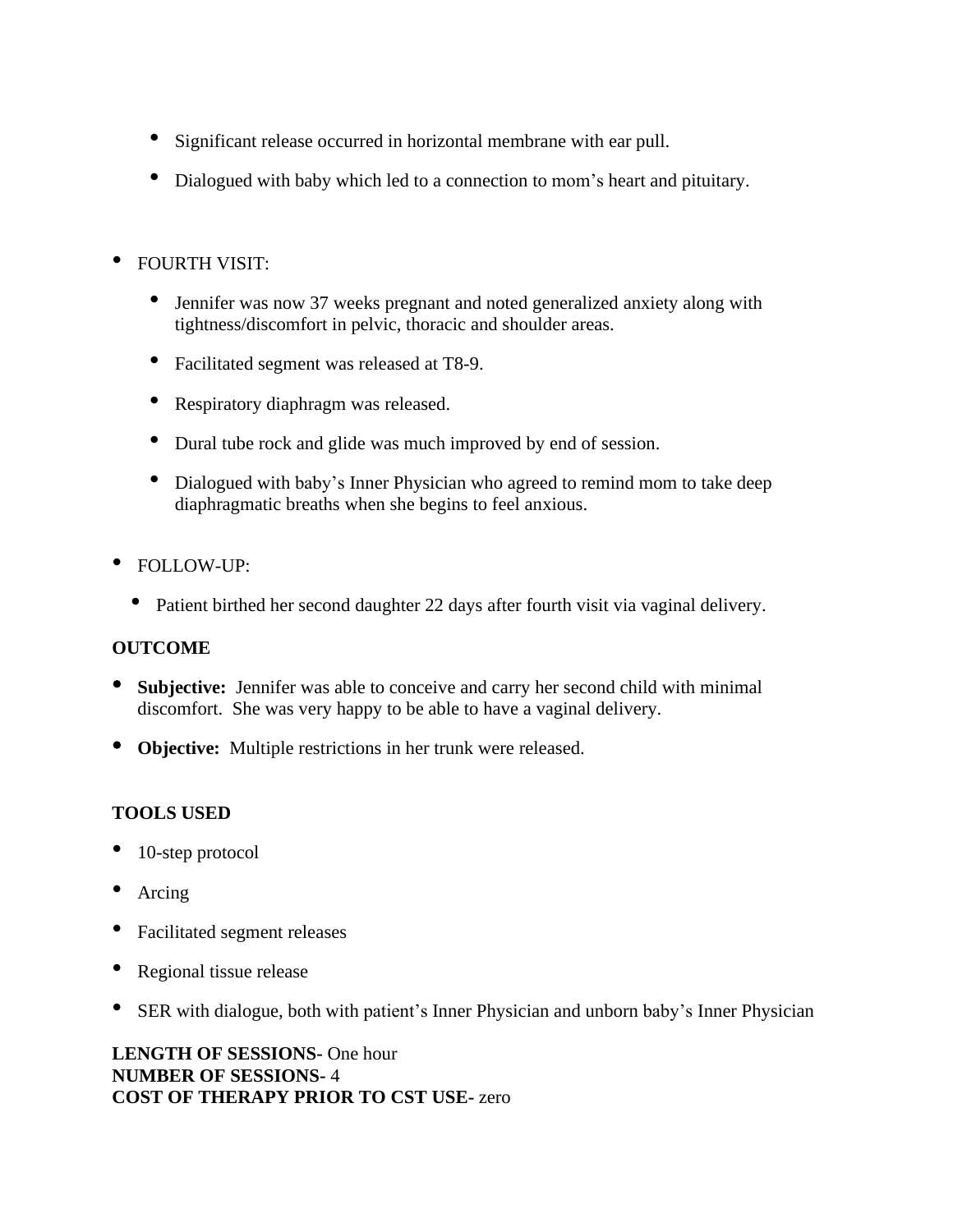- Significant release occurred in horizontal membrane with ear pull.
  - Dialogued with baby which led to a connection to mom's heart and pituitary.

- FOURTH VISIT:
  - Jennifer was now 37 weeks pregnant and noted generalized anxiety along with tightness/discomfort in pelvic, thoracic and shoulder areas.
  - Facilitated segment was released at T8-9.
  - Respiratory diaphragm was released.
  - Dural tube rock and glide was much improved by end of session.
  - Dialogued with baby's Inner Physician who agreed to remind mom to take deep diaphragmatic breaths when she begins to feel anxious.

- FOLLOW-UP:
  - Patient birthed her second daughter 22 days after fourth visit via vaginal delivery.

**OUTCOME**

- **Subjective:** Jennifer was able to conceive and carry her second child with minimal discomfort. She was very happy to be able to have a vaginal delivery.
- **Objective:** Multiple restrictions in her trunk were released.

**TOOLS USED**

- 10-step protocol
- Arcing
- Facilitated segment releases
- Regional tissue release
- SER with dialogue, both with patient's Inner Physician and unborn baby's Inner Physician

**LENGTH OF SESSIONS-** One hour
**NUMBER OF SESSIONS-** 4
**COST OF THERAPY PRIOR TO CST USE-** zero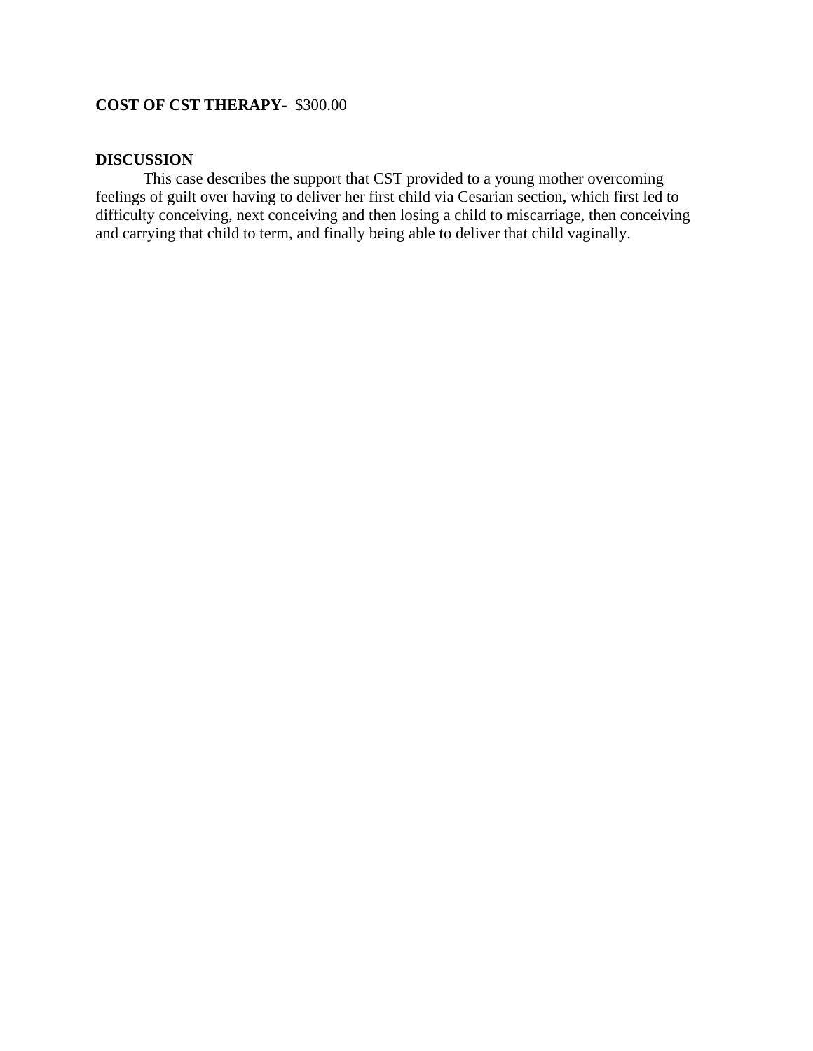**COST OF CST THERAPY-** $300.00

**DISCUSSION**

This case describes the support that CST provided to a young mother overcoming feelings of guilt over having to deliver her first child via Cesarian section, which first led to difficulty conceiving, next conceiving and then losing a child to miscarriage, then conceiving and carrying that child to term, and finally being able to deliver that child vaginally.